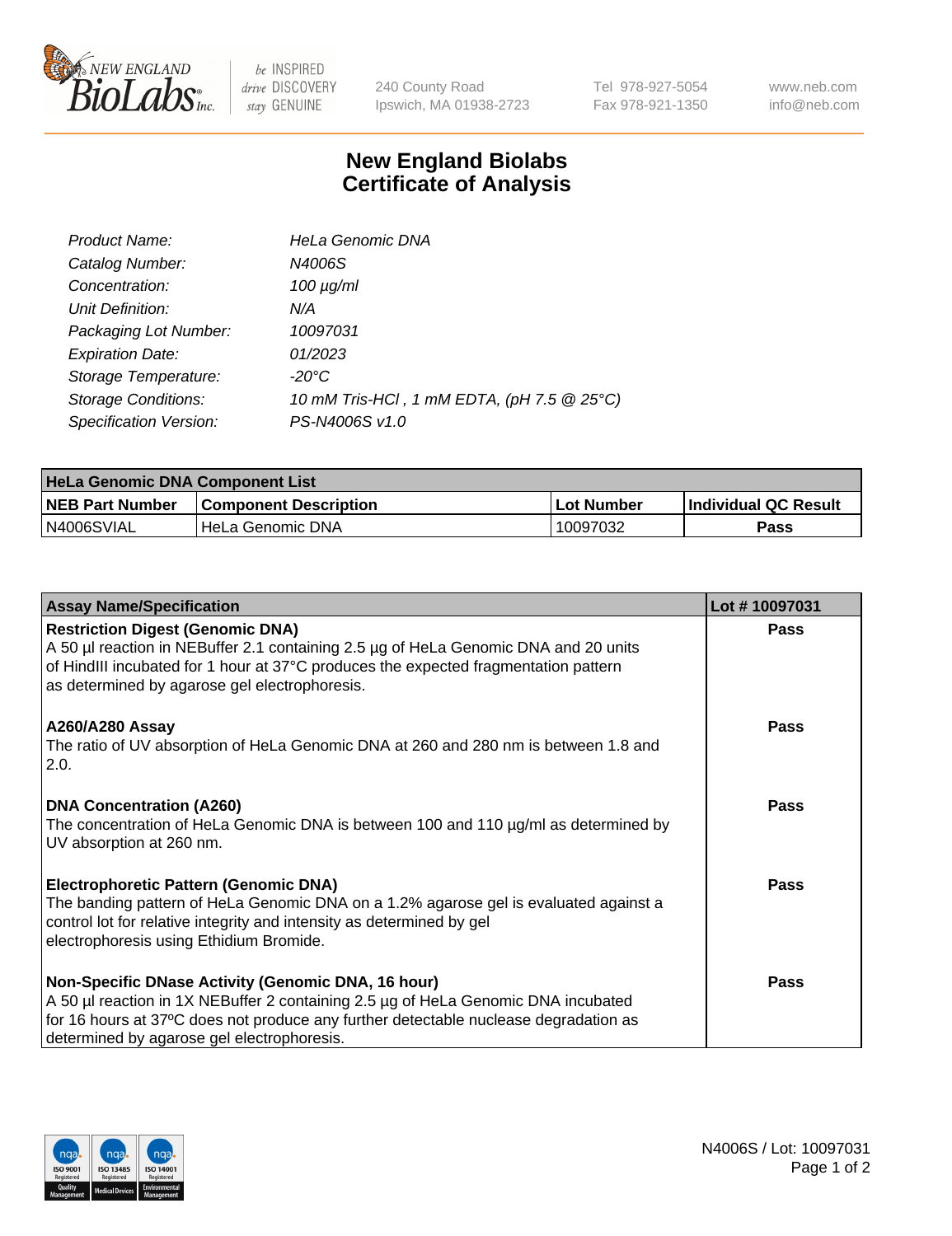# New England Biolabs Certificate of Analysis

| | |
|---|---|
| *Product Name:* | *HeLa Genomic DNA* |
| *Catalog Number:* | *N4006S* |
| *Concentration:* | *100 µg/ml* |
| *Unit Definition:* | *N/A* |
| *Packaging Lot Number:* | *10097031* |
| *Expiration Date:* | *01/2023* |
| *Storage Temperature:* | *-20°C* |
| *Storage Conditions:* | *10 mM Tris-HCl , 1 mM EDTA, (pH 7.5 @ 25°C)* |
| *Specification Version:* | *PS-N4006S v1.0* |

| HeLa Genomic DNA Component List | | | |
|---|---|---|---|
| **NEB Part Number** | **Component Description** | **Lot Number** | **Individual QC Result** |
| N4006SVIAL | HeLa Genomic DNA | 10097032 | **Pass** |

| Assay Name/Specification | Lot # 10097031 |
|---|---|
| **Restriction Digest (Genomic DNA)**<br>A 50 µl reaction in NEBuffer 2.1 containing 2.5 µg of HeLa Genomic DNA and 20 units of HindIII incubated for 1 hour at 37°C produces the expected fragmentation pattern as determined by agarose gel electrophoresis. | **Pass** |
| **A260/A280 Assay**<br>The ratio of UV absorption of HeLa Genomic DNA at 260 and 280 nm is between 1.8 and 2.0. | **Pass** |
| **DNA Concentration (A260)**<br>The concentration of HeLa Genomic DNA is between 100 and 110 µg/ml as determined by UV absorption at 260 nm. | **Pass** |
| **Electrophoretic Pattern (Genomic DNA)**<br>The banding pattern of HeLa Genomic DNA on a 1.2% agarose gel is evaluated against a control lot for relative integrity and intensity as determined by gel electrophoresis using Ethidium Bromide. | **Pass** |
| **Non-Specific DNase Activity (Genomic DNA, 16 hour)**<br>A 50 µl reaction in 1X NEBuffer 2 containing 2.5 µg of HeLa Genomic DNA incubated for 16 hours at 37ºC does not produce any further detectable nuclease degradation as determined by agarose gel electrophoresis. | **Pass** |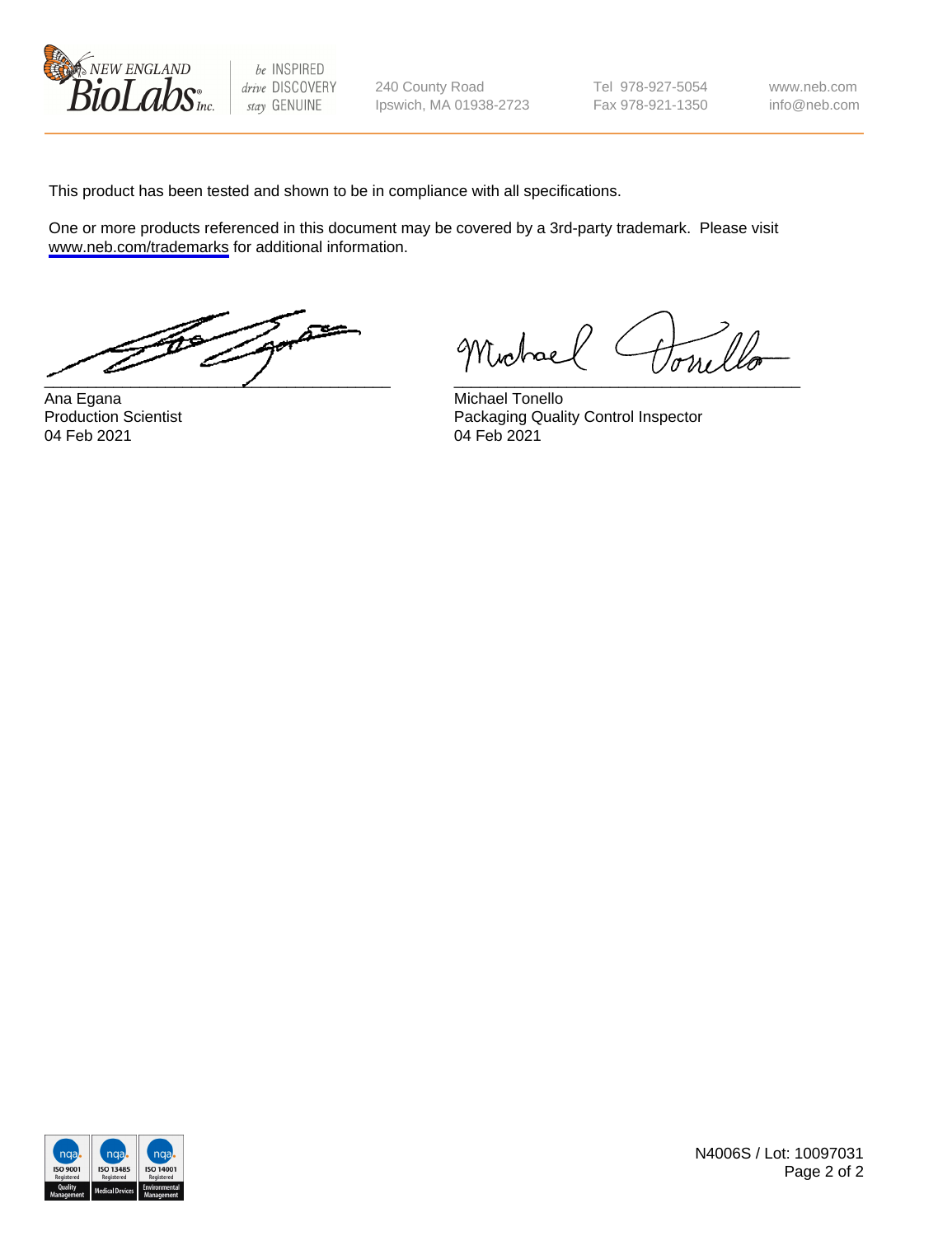This product has been tested and shown to be in compliance with all specifications.

One or more products referenced in this document may be covered by a 3rd-party trademark. Please visit www.neb.com/trademarks for additional information.

Ana Egana
Production Scientist
04 Feb 2021

Michael Tonello
Packaging Quality Control Inspector
04 Feb 2021

N4006S / Lot: 10097031